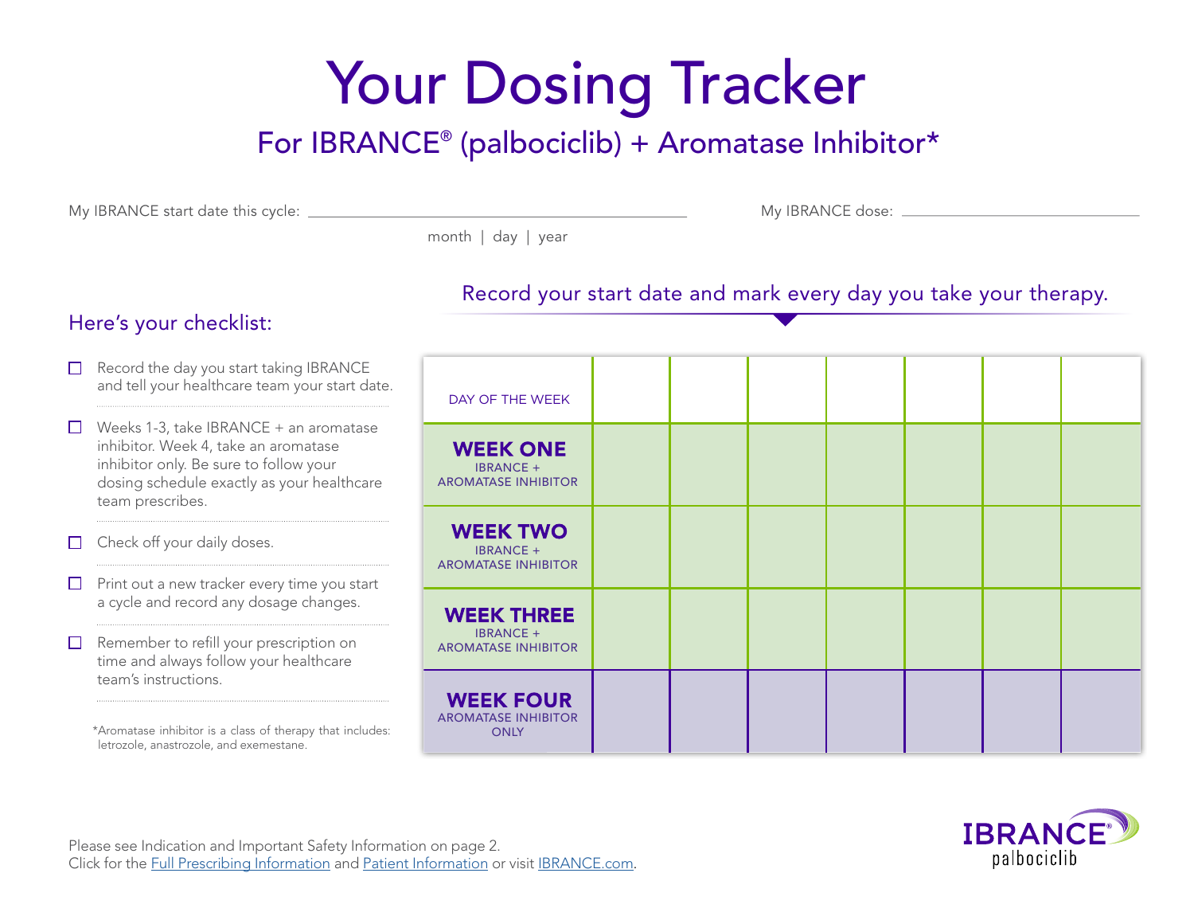# Your Dosing Tracker

## For IBRANCE® (palbociclib) + Aromatase Inhibitor*

My IBRANCE start date this cycle: ______________________________ (month | day | year)

My IBRANCE dose: ______________________________

### Here's your checklist:

- ☐ Record the day you start taking IBRANCE and tell your healthcare team your start date.
- ☐ Weeks 1-3, take IBRANCE + an aromatase inhibitor. Week 4, take an aromatase inhibitor only. Be sure to follow your dosing schedule exactly as your healthcare team prescribes.
- ☐ Check off your daily doses.
- ☐ Print out a new tracker every time you start a cycle and record any dosage changes.
- ☐ Remember to refill your prescription on time and always follow your healthcare team's instructions.

*Aromatase inhibitor is a class of therapy that includes: letrozole, anastrozole, and exemestane.

### Record your start date and mark every day you take your therapy.

| DAY OF THE WEEK | | | | | | | |
|---|---|---|---|---|---|---|---|
| **WEEK ONE** IBRANCE + AROMATASE INHIBITOR | | | | | | | |
| **WEEK TWO** IBRANCE + AROMATASE INHIBITOR | | | | | | | |
| **WEEK THREE** IBRANCE + AROMATASE INHIBITOR | | | | | | | |
| **WEEK FOUR** AROMATASE INHIBITOR ONLY | | | | | | | |

Please see Indication and Important Safety Information on page 2.
Click for the Full Prescribing Information and Patient Information or visit IBRANCE.com.

IBRANCE® palbociclib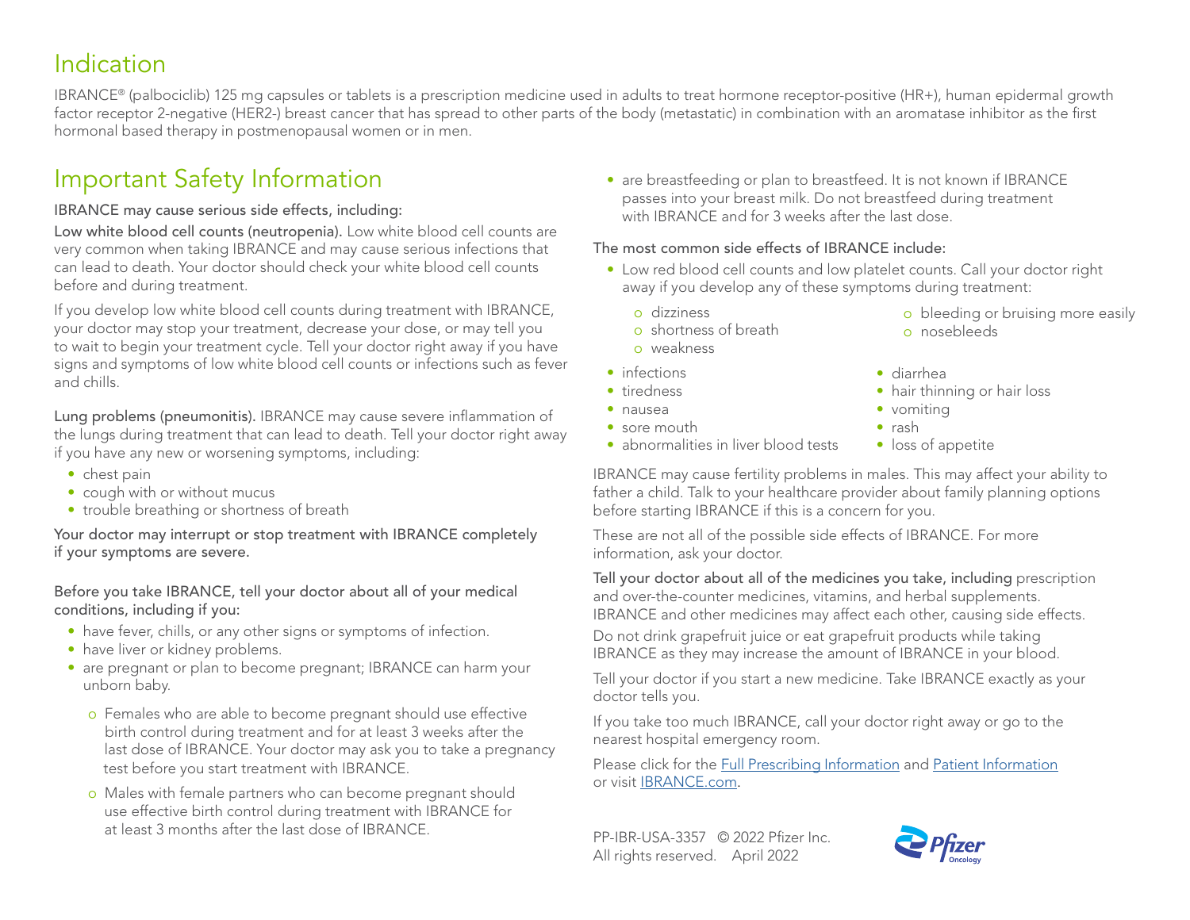## Indication

IBRANCE® (palbociclib) 125 mg capsules or tablets is a prescription medicine used in adults to treat hormone receptor-positive (HR+), human epidermal growth factor receptor 2-negative (HER2-) breast cancer that has spread to other parts of the body (metastatic) in combination with an aromatase inhibitor as the first hormonal based therapy in postmenopausal women or in men.

## Important Safety Information

IBRANCE may cause serious side effects, including:

Low white blood cell counts (neutropenia). Low white blood cell counts are very common when taking IBRANCE and may cause serious infections that can lead to death. Your doctor should check your white blood cell counts before and during treatment.

If you develop low white blood cell counts during treatment with IBRANCE, your doctor may stop your treatment, decrease your dose, or may tell you to wait to begin your treatment cycle. Tell your doctor right away if you have signs and symptoms of low white blood cell counts or infections such as fever and chills.

Lung problems (pneumonitis). IBRANCE may cause severe inflammation of the lungs during treatment that can lead to death. Tell your doctor right away if you have any new or worsening symptoms, including:

- chest pain
- cough with or without mucus
- trouble breathing or shortness of breath

Your doctor may interrupt or stop treatment with IBRANCE completely if your symptoms are severe.

Before you take IBRANCE, tell your doctor about all of your medical conditions, including if you:

- have fever, chills, or any other signs or symptoms of infection.
- have liver or kidney problems.
- are pregnant or plan to become pregnant; IBRANCE can harm your unborn baby.
  - Females who are able to become pregnant should use effective birth control during treatment and for at least 3 weeks after the last dose of IBRANCE. Your doctor may ask you to take a pregnancy test before you start treatment with IBRANCE.
  - Males with female partners who can become pregnant should use effective birth control during treatment with IBRANCE for at least 3 months after the last dose of IBRANCE.
- are breastfeeding or plan to breastfeed. It is not known if IBRANCE passes into your breast milk. Do not breastfeed during treatment with IBRANCE and for 3 weeks after the last dose.

The most common side effects of IBRANCE include:

- Low red blood cell counts and low platelet counts. Call your doctor right away if you develop any of these symptoms during treatment:
  - dizziness
  - shortness of breath
  - weakness
  - bleeding or bruising more easily
  - nosebleeds
- infections
- tiredness
- nausea
- sore mouth
- abnormalities in liver blood tests
- diarrhea
- hair thinning or hair loss
- vomiting
- rash
- loss of appetite

IBRANCE may cause fertility problems in males. This may affect your ability to father a child. Talk to your healthcare provider about family planning options before starting IBRANCE if this is a concern for you.

These are not all of the possible side effects of IBRANCE. For more information, ask your doctor.

Tell your doctor about all of the medicines you take, including prescription and over-the-counter medicines, vitamins, and herbal supplements. IBRANCE and other medicines may affect each other, causing side effects.

Do not drink grapefruit juice or eat grapefruit products while taking IBRANCE as they may increase the amount of IBRANCE in your blood.

Tell your doctor if you start a new medicine. Take IBRANCE exactly as your doctor tells you.

If you take too much IBRANCE, call your doctor right away or go to the nearest hospital emergency room.

Please click for the Full Prescribing Information and Patient Information or visit IBRANCE.com.

PP-IBR-USA-3357 © 2022 Pfizer Inc. All rights reserved. April 2022

Pfizer Oncology